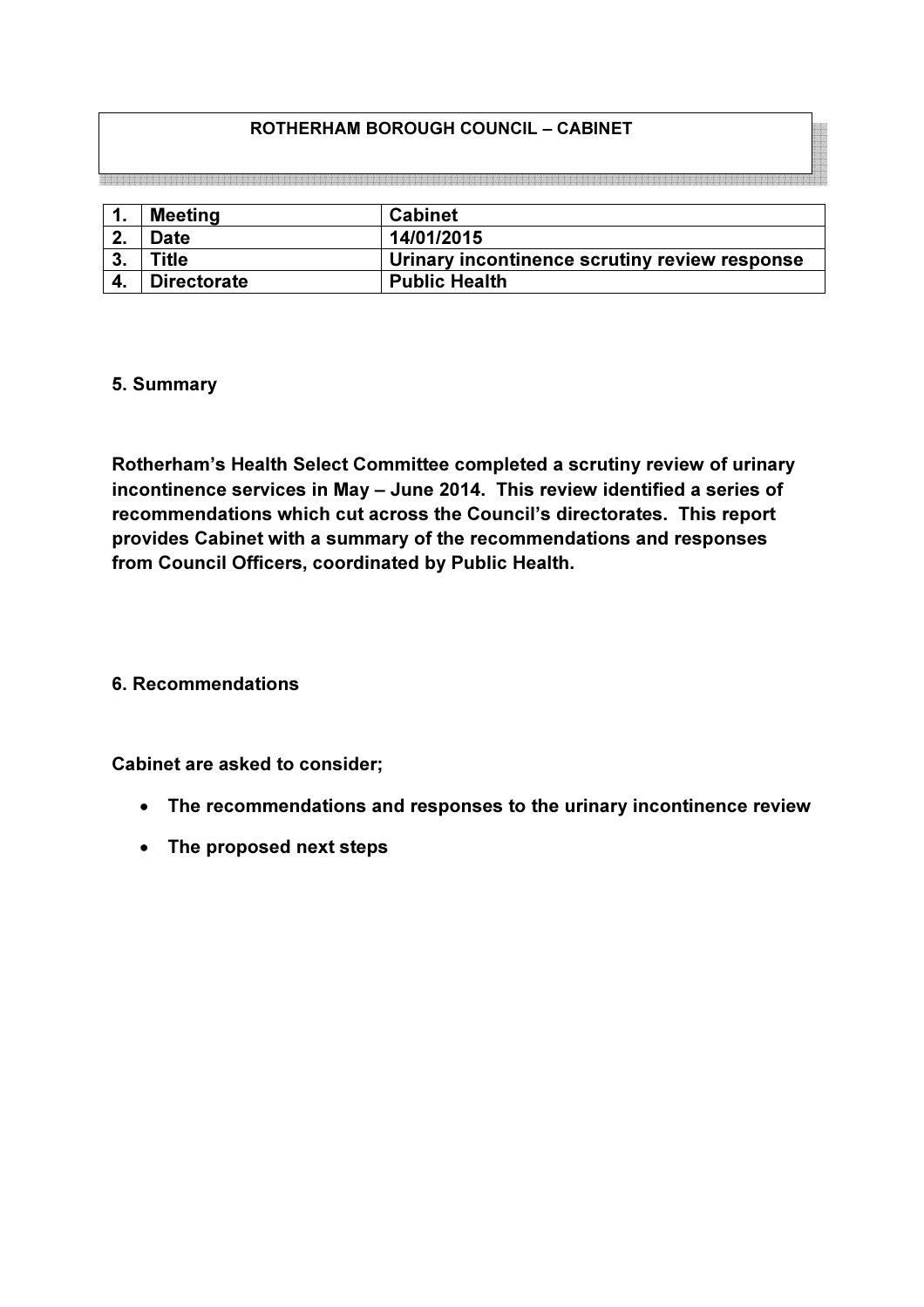**ROTHERHAM BOROUGH COUNCIL – CABINET**

| 1. | Meeting | Cabinet |
|---|---|---|
| 2. | Date | 14/01/2015 |
| 3. | Title | Urinary incontinence scrutiny review response |
| 4. | Directorate | Public Health |

## 5. Summary

**Rotherham's Health Select Committee completed a scrutiny review of urinary incontinence services in May – June 2014. This review identified a series of recommendations which cut across the Council's directorates. This report provides Cabinet with a summary of the recommendations and responses from Council Officers, coordinated by Public Health.**

## 6. Recommendations

**Cabinet are asked to consider;**

- **The recommendations and responses to the urinary incontinence review**
- **The proposed next steps**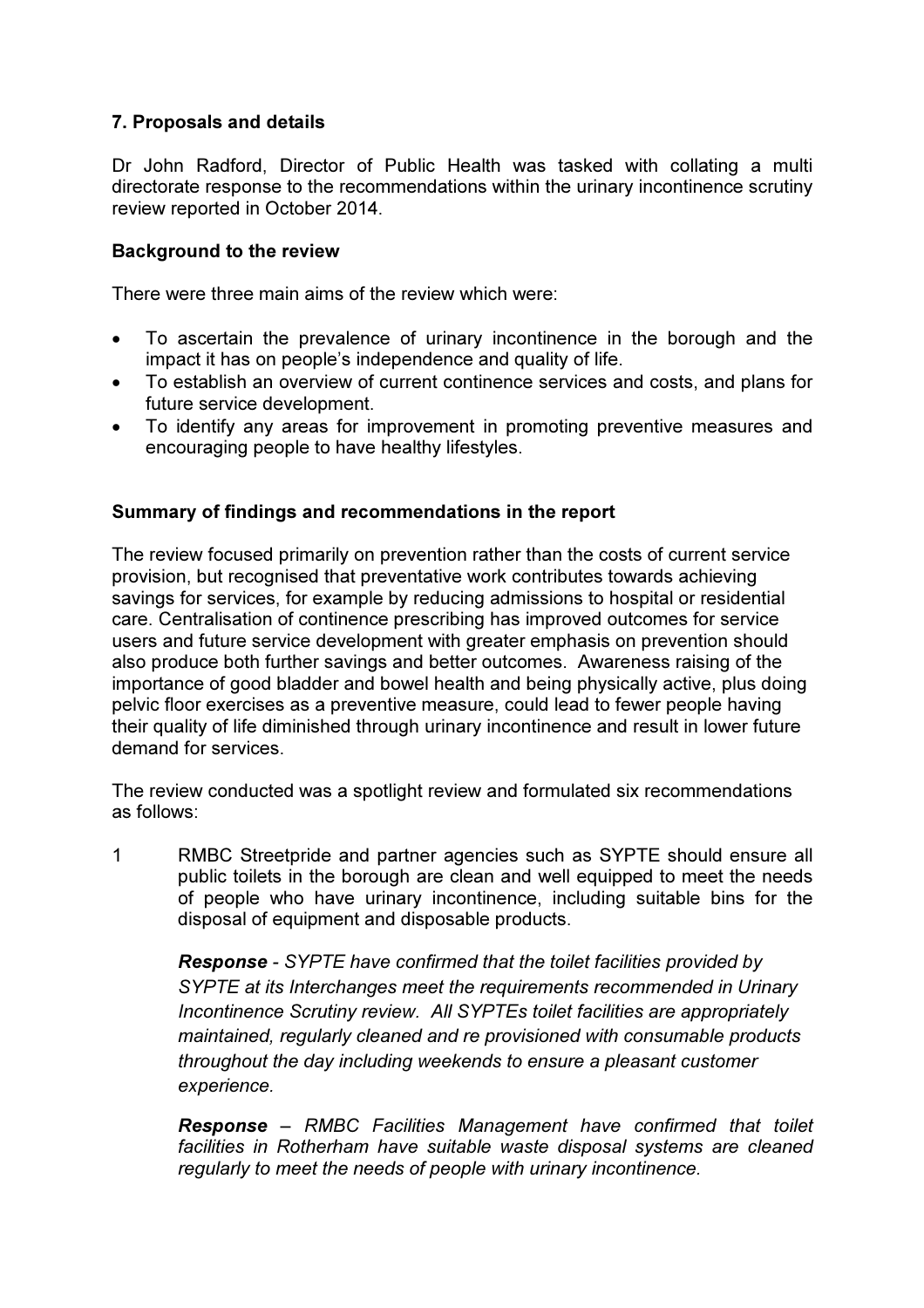### 7. Proposals and details

Dr John Radford, Director of Public Health was tasked with collating a multi directorate response to the recommendations within the urinary incontinence scrutiny review reported in October 2014.

**Background to the review**

There were three main aims of the review which were:

- To ascertain the prevalence of urinary incontinence in the borough and the impact it has on people's independence and quality of life.
- To establish an overview of current continence services and costs, and plans for future service development.
- To identify any areas for improvement in promoting preventive measures and encouraging people to have healthy lifestyles.

**Summary of findings and recommendations in the report**

The review focused primarily on prevention rather than the costs of current service provision, but recognised that preventative work contributes towards achieving savings for services, for example by reducing admissions to hospital or residential care. Centralisation of continence prescribing has improved outcomes for service users and future service development with greater emphasis on prevention should also produce both further savings and better outcomes. Awareness raising of the importance of good bladder and bowel health and being physically active, plus doing pelvic floor exercises as a preventive measure, could lead to fewer people having their quality of life diminished through urinary incontinence and result in lower future demand for services.

The review conducted was a spotlight review and formulated six recommendations as follows:

1. RMBC Streetpride and partner agencies such as SYPTE should ensure all public toilets in the borough are clean and well equipped to meet the needs of people who have urinary incontinence, including suitable bins for the disposal of equipment and disposable products.

   ***Response*** *- SYPTE have confirmed that the toilet facilities provided by SYPTE at its Interchanges meet the requirements recommended in Urinary Incontinence Scrutiny review. All SYPTEs toilet facilities are appropriately maintained, regularly cleaned and re provisioned with consumable products throughout the day including weekends to ensure a pleasant customer experience.*

   ***Response*** *– RMBC Facilities Management have confirmed that toilet facilities in Rotherham have suitable waste disposal systems are cleaned regularly to meet the needs of people with urinary incontinence.*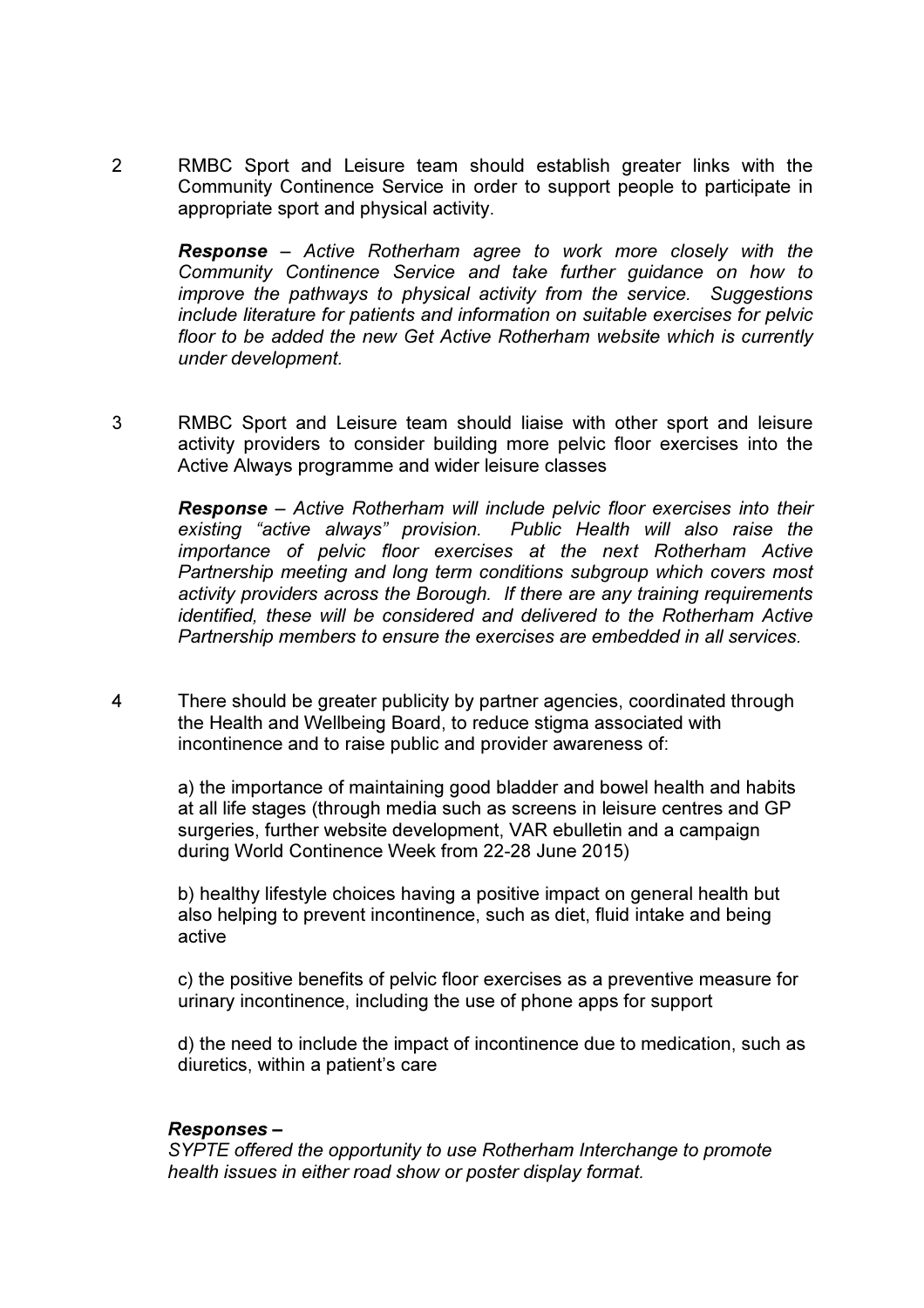2 RMBC Sport and Leisure team should establish greater links with the Community Continence Service in order to support people to participate in appropriate sport and physical activity.

***Response*** *– Active Rotherham agree to work more closely with the Community Continence Service and take further guidance on how to improve the pathways to physical activity from the service. Suggestions include literature for patients and information on suitable exercises for pelvic floor to be added the new Get Active Rotherham website which is currently under development.*

3 RMBC Sport and Leisure team should liaise with other sport and leisure activity providers to consider building more pelvic floor exercises into the Active Always programme and wider leisure classes

***Response*** *– Active Rotherham will include pelvic floor exercises into their existing "active always" provision. Public Health will also raise the importance of pelvic floor exercises at the next Rotherham Active Partnership meeting and long term conditions subgroup which covers most activity providers across the Borough. If there are any training requirements identified, these will be considered and delivered to the Rotherham Active Partnership members to ensure the exercises are embedded in all services.*

4 There should be greater publicity by partner agencies, coordinated through the Health and Wellbeing Board, to reduce stigma associated with incontinence and to raise public and provider awareness of:

a) the importance of maintaining good bladder and bowel health and habits at all life stages (through media such as screens in leisure centres and GP surgeries, further website development, VAR ebulletin and a campaign during World Continence Week from 22-28 June 2015)

b) healthy lifestyle choices having a positive impact on general health but also helping to prevent incontinence, such as diet, fluid intake and being active

c) the positive benefits of pelvic floor exercises as a preventive measure for urinary incontinence, including the use of phone apps for support

d) the need to include the impact of incontinence due to medication, such as diuretics, within a patient's care

***Responses –***

*SYPTE offered the opportunity to use Rotherham Interchange to promote health issues in either road show or poster display format.*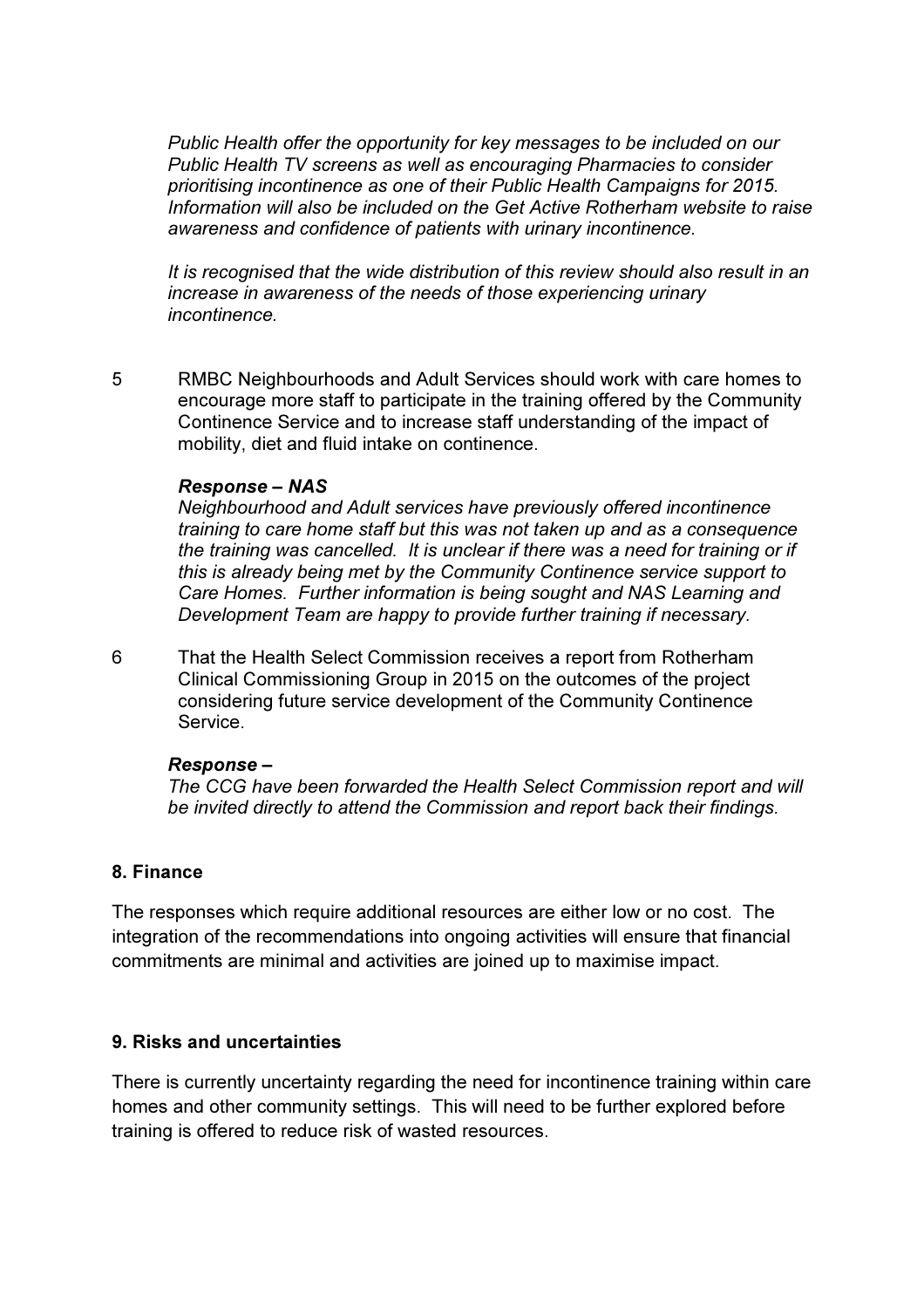*Public Health offer the opportunity for key messages to be included on our Public Health TV screens as well as encouraging Pharmacies to consider prioritising incontinence as one of their Public Health Campaigns for 2015. Information will also be included on the Get Active Rotherham website to raise awareness and confidence of patients with urinary incontinence.*

*It is recognised that the wide distribution of this review should also result in an increase in awareness of the needs of those experiencing urinary incontinence.*

5 RMBC Neighbourhoods and Adult Services should work with care homes to encourage more staff to participate in the training offered by the Community Continence Service and to increase staff understanding of the impact of mobility, diet and fluid intake on continence.

***Response – NAS***
*Neighbourhood and Adult services have previously offered incontinence training to care home staff but this was not taken up and as a consequence the training was cancelled. It is unclear if there was a need for training or if this is already being met by the Community Continence service support to Care Homes. Further information is being sought and NAS Learning and Development Team are happy to provide further training if necessary.*

6 That the Health Select Commission receives a report from Rotherham Clinical Commissioning Group in 2015 on the outcomes of the project considering future service development of the Community Continence Service.

***Response –***
*The CCG have been forwarded the Health Select Commission report and will be invited directly to attend the Commission and report back their findings.*

## 8. Finance

The responses which require additional resources are either low or no cost. The integration of the recommendations into ongoing activities will ensure that financial commitments are minimal and activities are joined up to maximise impact.

## 9. Risks and uncertainties

There is currently uncertainty regarding the need for incontinence training within care homes and other community settings. This will need to be further explored before training is offered to reduce risk of wasted resources.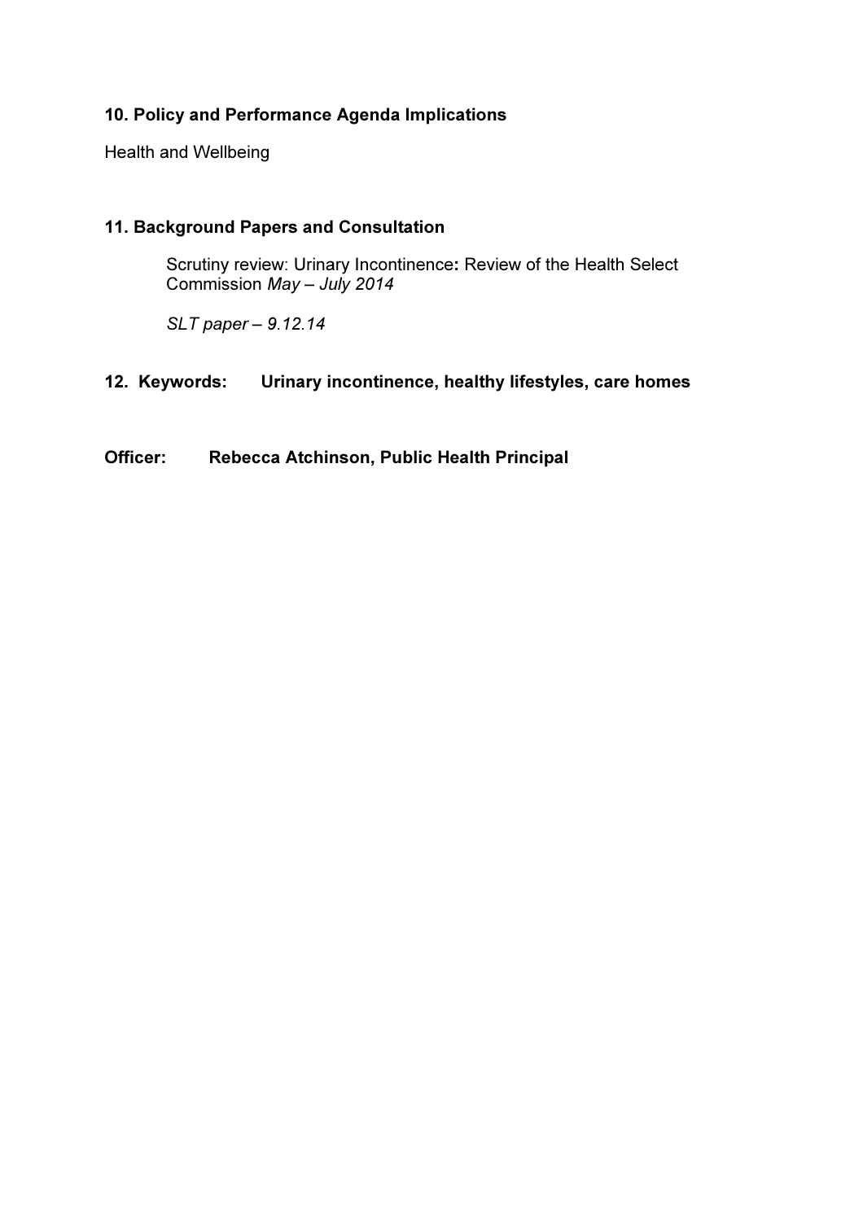**10. Policy and Performance Agenda Implications**

Health and Wellbeing

**11. Background Papers and Consultation**

Scrutiny review: Urinary Incontinence**:** Review of the Health Select Commission *May – July 2014*

*SLT paper – 9.12.14*

**12. Keywords: Urinary incontinence, healthy lifestyles, care homes**

**Officer: Rebecca Atchinson, Public Health Principal**